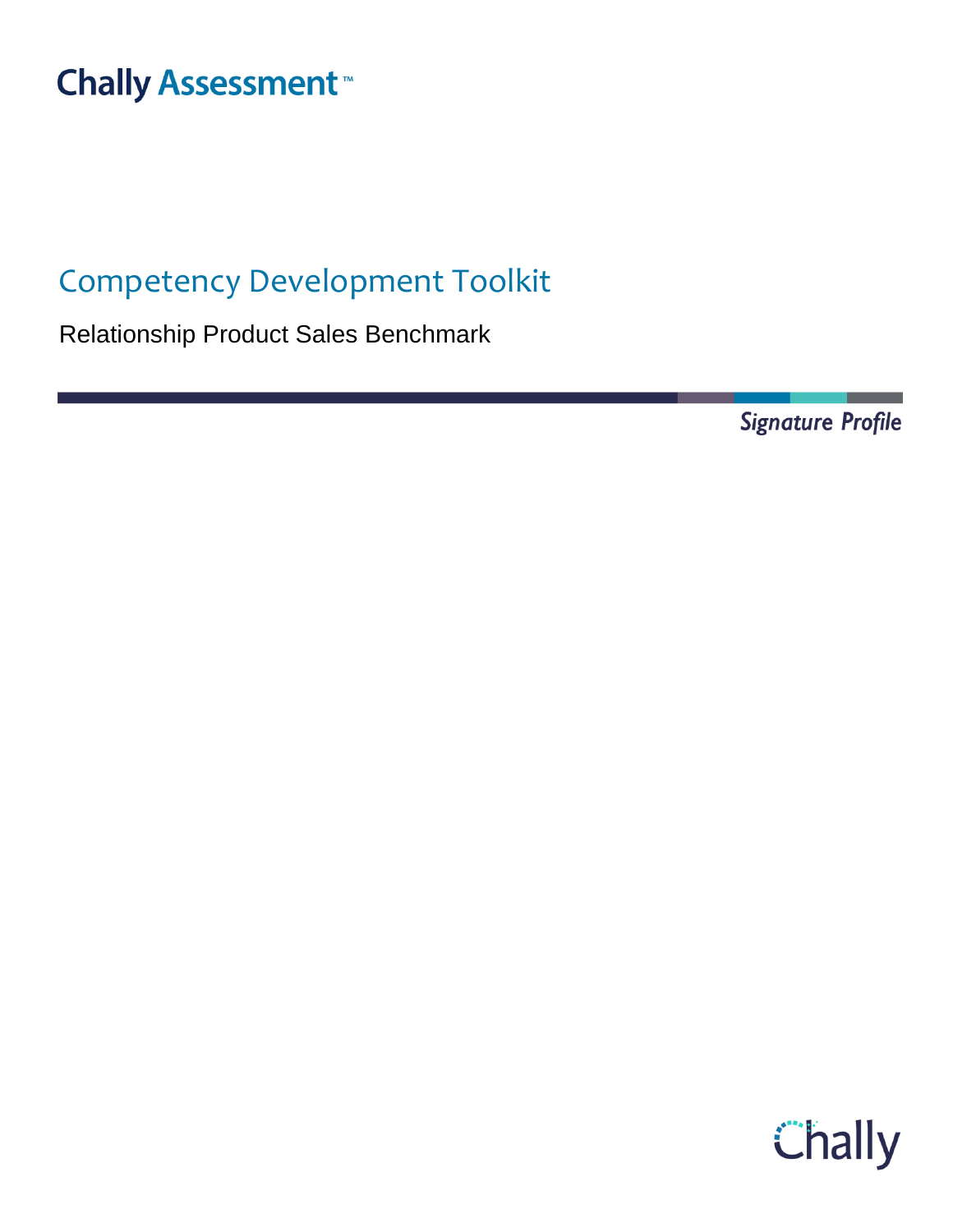Chally Assessment™

# Competency Development Toolkit

Relationship Product Sales Benchmark

*Signature Profile*

Chally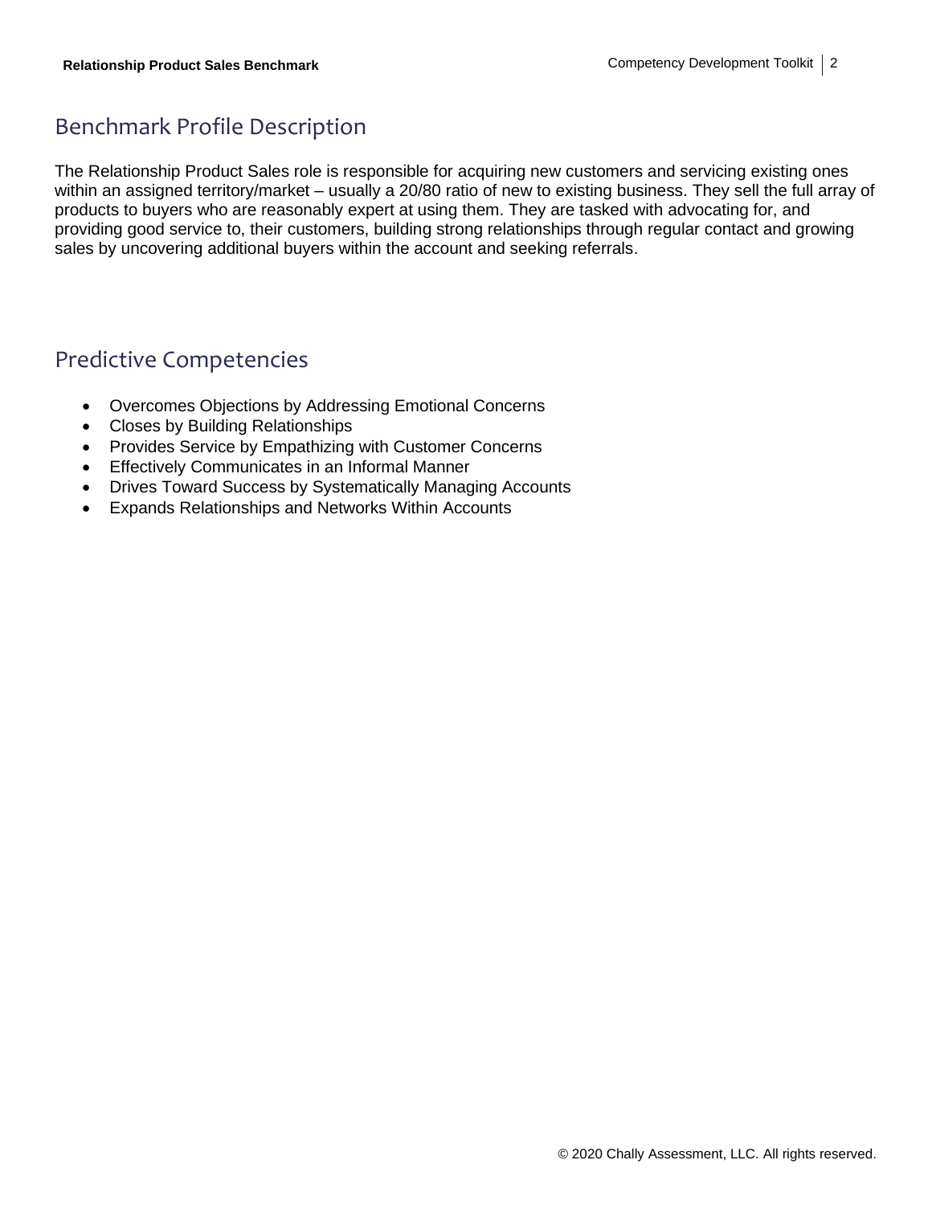## Benchmark Profile Description

The Relationship Product Sales role is responsible for acquiring new customers and servicing existing ones within an assigned territory/market – usually a 20/80 ratio of new to existing business. They sell the full array of products to buyers who are reasonably expert at using them. They are tasked with advocating for, and providing good service to, their customers, building strong relationships through regular contact and growing sales by uncovering additional buyers within the account and seeking referrals.

## Predictive Competencies

- Overcomes Objections by Addressing Emotional Concerns
- Closes by Building Relationships
- Provides Service by Empathizing with Customer Concerns
- Effectively Communicates in an Informal Manner
- Drives Toward Success by Systematically Managing Accounts
- Expands Relationships and Networks Within Accounts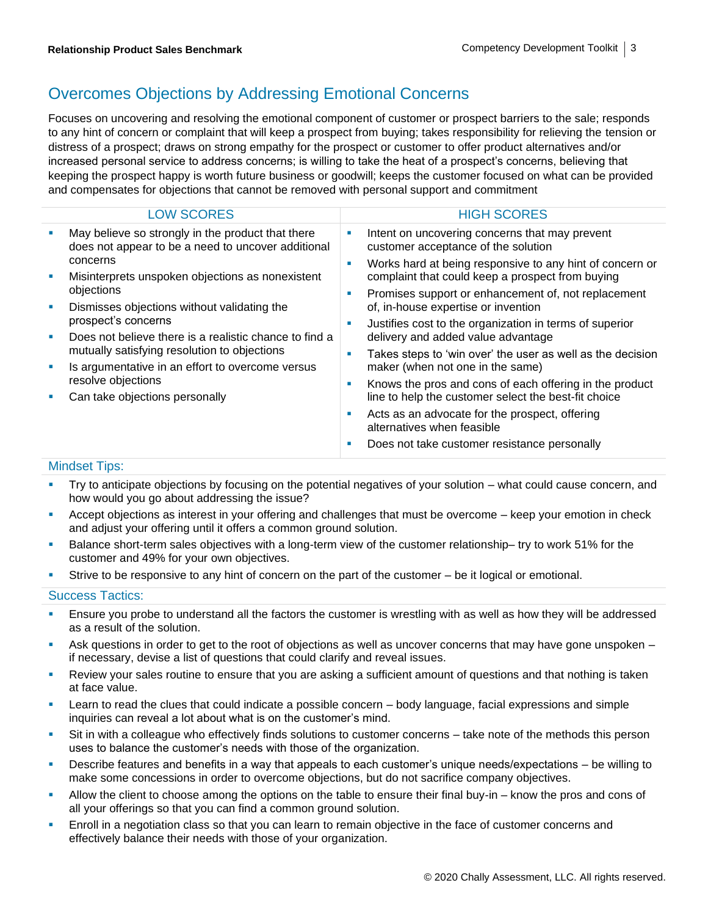## Overcomes Objections by Addressing Emotional Concerns

Focuses on uncovering and resolving the emotional component of customer or prospect barriers to the sale; responds to any hint of concern or complaint that will keep a prospect from buying; takes responsibility for relieving the tension or distress of a prospect; draws on strong empathy for the prospect or customer to offer product alternatives and/or increased personal service to address concerns; is willing to take the heat of a prospect's concerns, believing that keeping the prospect happy is worth future business or goodwill; keeps the customer focused on what can be provided and compensates for objections that cannot be removed with personal support and commitment

| LOW SCORES | HIGH SCORES |
|---|---|
| ▪ May believe so strongly in the product that there does not appear to be a need to uncover additional concerns<br>▪ Misinterprets unspoken objections as nonexistent objections<br>▪ Dismisses objections without validating the prospect's concerns<br>▪ Does not believe there is a realistic chance to find a mutually satisfying resolution to objections<br>▪ Is argumentative in an effort to overcome versus resolve objections<br>▪ Can take objections personally | ▪ Intent on uncovering concerns that may prevent customer acceptance of the solution<br>▪ Works hard at being responsive to any hint of concern or complaint that could keep a prospect from buying<br>▪ Promises support or enhancement of, not replacement of, in-house expertise or invention<br>▪ Justifies cost to the organization in terms of superior delivery and added value advantage<br>▪ Takes steps to 'win over' the user as well as the decision maker (when not one in the same)<br>▪ Knows the pros and cons of each offering in the product line to help the customer select the best-fit choice<br>▪ Acts as an advocate for the prospect, offering alternatives when feasible<br>▪ Does not take customer resistance personally |

### Mindset Tips:

- Try to anticipate objections by focusing on the potential negatives of your solution – what could cause concern, and how would you go about addressing the issue?
- Accept objections as interest in your offering and challenges that must be overcome – keep your emotion in check and adjust your offering until it offers a common ground solution.
- Balance short-term sales objectives with a long-term view of the customer relationship– try to work 51% for the customer and 49% for your own objectives.
- Strive to be responsive to any hint of concern on the part of the customer – be it logical or emotional.

### Success Tactics:

- Ensure you probe to understand all the factors the customer is wrestling with as well as how they will be addressed as a result of the solution.
- Ask questions in order to get to the root of objections as well as uncover concerns that may have gone unspoken – if necessary, devise a list of questions that could clarify and reveal issues.
- Review your sales routine to ensure that you are asking a sufficient amount of questions and that nothing is taken at face value.
- Learn to read the clues that could indicate a possible concern – body language, facial expressions and simple inquiries can reveal a lot about what is on the customer's mind.
- Sit in with a colleague who effectively finds solutions to customer concerns – take note of the methods this person uses to balance the customer's needs with those of the organization.
- Describe features and benefits in a way that appeals to each customer's unique needs/expectations – be willing to make some concessions in order to overcome objections, but do not sacrifice company objectives.
- Allow the client to choose among the options on the table to ensure their final buy-in – know the pros and cons of all your offerings so that you can find a common ground solution.
- Enroll in a negotiation class so that you can learn to remain objective in the face of customer concerns and effectively balance their needs with those of your organization.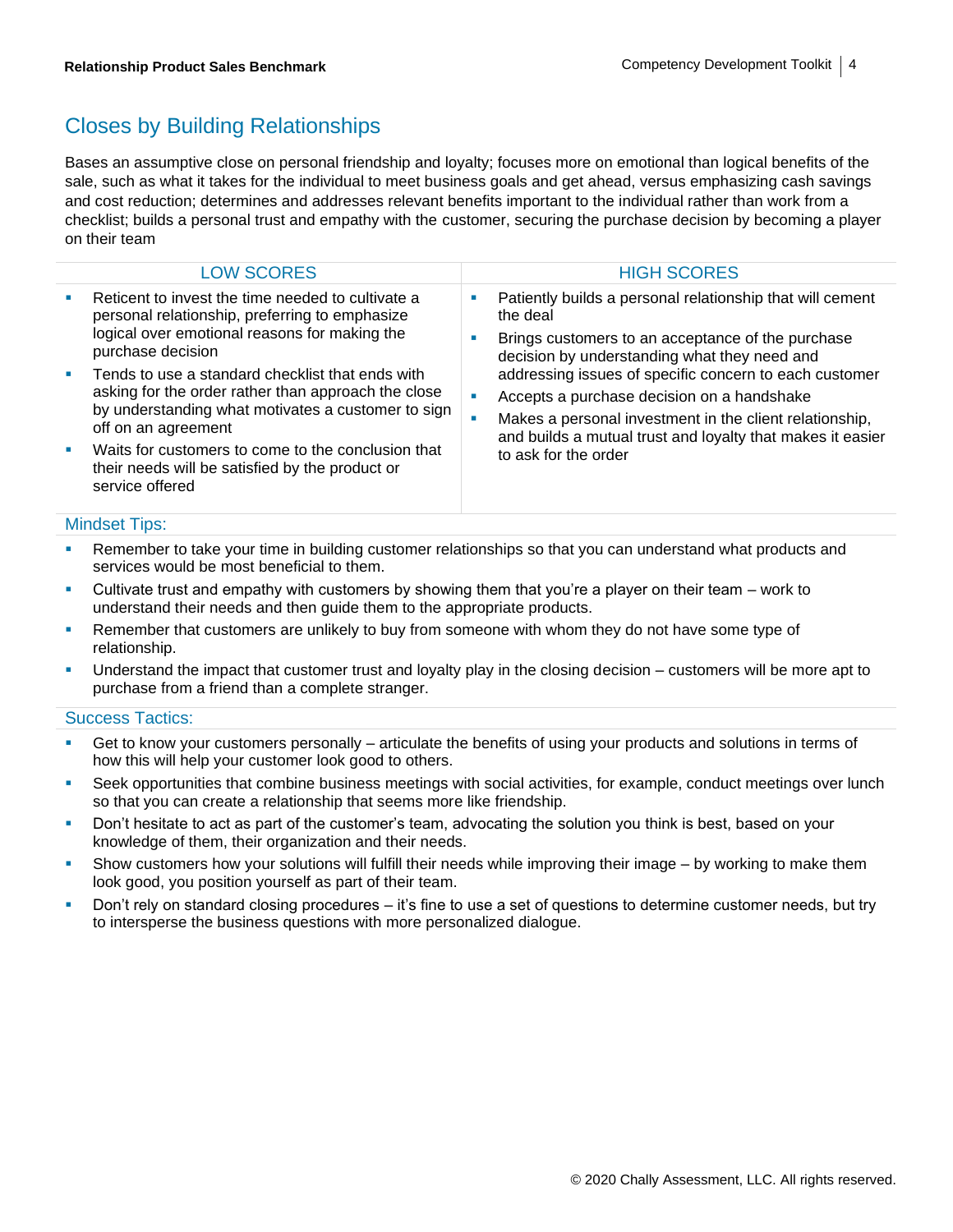## Closes by Building Relationships

Bases an assumptive close on personal friendship and loyalty; focuses more on emotional than logical benefits of the sale, such as what it takes for the individual to meet business goals and get ahead, versus emphasizing cash savings and cost reduction; determines and addresses relevant benefits important to the individual rather than work from a checklist; builds a personal trust and empathy with the customer, securing the purchase decision by becoming a player on their team

| LOW SCORES | HIGH SCORES |
|---|---|
| ▪ Reticent to invest the time needed to cultivate a personal relationship, preferring to emphasize logical over emotional reasons for making the purchase decision<br>▪ Tends to use a standard checklist that ends with asking for the order rather than approach the close by understanding what motivates a customer to sign off on an agreement<br>▪ Waits for customers to come to the conclusion that their needs will be satisfied by the product or service offered | ▪ Patiently builds a personal relationship that will cement the deal<br>▪ Brings customers to an acceptance of the purchase decision by understanding what they need and addressing issues of specific concern to each customer<br>▪ Accepts a purchase decision on a handshake<br>▪ Makes a personal investment in the client relationship, and builds a mutual trust and loyalty that makes it easier to ask for the order |

### Mindset Tips:

- Remember to take your time in building customer relationships so that you can understand what products and services would be most beneficial to them.
- Cultivate trust and empathy with customers by showing them that you're a player on their team – work to understand their needs and then guide them to the appropriate products.
- Remember that customers are unlikely to buy from someone with whom they do not have some type of relationship.
- Understand the impact that customer trust and loyalty play in the closing decision – customers will be more apt to purchase from a friend than a complete stranger.

### Success Tactics:

- Get to know your customers personally – articulate the benefits of using your products and solutions in terms of how this will help your customer look good to others.
- Seek opportunities that combine business meetings with social activities, for example, conduct meetings over lunch so that you can create a relationship that seems more like friendship.
- Don't hesitate to act as part of the customer's team, advocating the solution you think is best, based on your knowledge of them, their organization and their needs.
- Show customers how your solutions will fulfill their needs while improving their image – by working to make them look good, you position yourself as part of their team.
- Don't rely on standard closing procedures – it's fine to use a set of questions to determine customer needs, but try to intersperse the business questions with more personalized dialogue.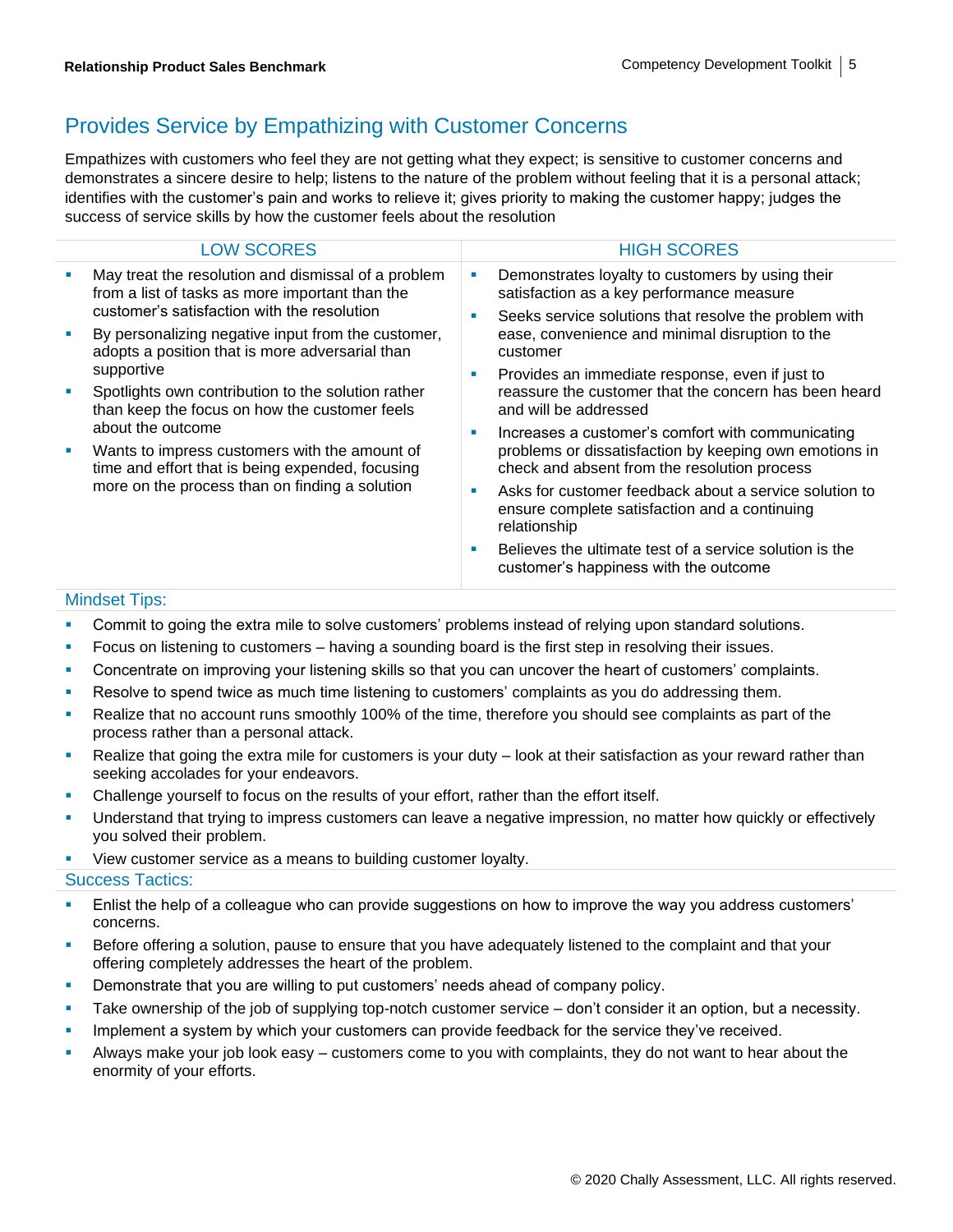## Provides Service by Empathizing with Customer Concerns

Empathizes with customers who feel they are not getting what they expect; is sensitive to customer concerns and demonstrates a sincere desire to help; listens to the nature of the problem without feeling that it is a personal attack; identifies with the customer's pain and works to relieve it; gives priority to making the customer happy; judges the success of service skills by how the customer feels about the resolution

| LOW SCORES | HIGH SCORES |
| --- | --- |
| ▪ May treat the resolution and dismissal of a problem from a list of tasks as more important than the customer's satisfaction with the resolution<br>▪ By personalizing negative input from the customer, adopts a position that is more adversarial than supportive<br>▪ Spotlights own contribution to the solution rather than keep the focus on how the customer feels about the outcome<br>▪ Wants to impress customers with the amount of time and effort that is being expended, focusing more on the process than on finding a solution | ▪ Demonstrates loyalty to customers by using their satisfaction as a key performance measure<br>▪ Seeks service solutions that resolve the problem with ease, convenience and minimal disruption to the customer<br>▪ Provides an immediate response, even if just to reassure the customer that the concern has been heard and will be addressed<br>▪ Increases a customer's comfort with communicating problems or dissatisfaction by keeping own emotions in check and absent from the resolution process<br>▪ Asks for customer feedback about a service solution to ensure complete satisfaction and a continuing relationship<br>▪ Believes the ultimate test of a service solution is the customer's happiness with the outcome |

### Mindset Tips:

- Commit to going the extra mile to solve customers' problems instead of relying upon standard solutions.
- Focus on listening to customers – having a sounding board is the first step in resolving their issues.
- Concentrate on improving your listening skills so that you can uncover the heart of customers' complaints.
- Resolve to spend twice as much time listening to customers' complaints as you do addressing them.
- Realize that no account runs smoothly 100% of the time, therefore you should see complaints as part of the process rather than a personal attack.
- Realize that going the extra mile for customers is your duty – look at their satisfaction as your reward rather than seeking accolades for your endeavors.
- Challenge yourself to focus on the results of your effort, rather than the effort itself.
- Understand that trying to impress customers can leave a negative impression, no matter how quickly or effectively you solved their problem.
- View customer service as a means to building customer loyalty.

### Success Tactics:

- Enlist the help of a colleague who can provide suggestions on how to improve the way you address customers' concerns.
- Before offering a solution, pause to ensure that you have adequately listened to the complaint and that your offering completely addresses the heart of the problem.
- Demonstrate that you are willing to put customers' needs ahead of company policy.
- Take ownership of the job of supplying top-notch customer service – don't consider it an option, but a necessity.
- Implement a system by which your customers can provide feedback for the service they've received.
- Always make your job look easy – customers come to you with complaints, they do not want to hear about the enormity of your efforts.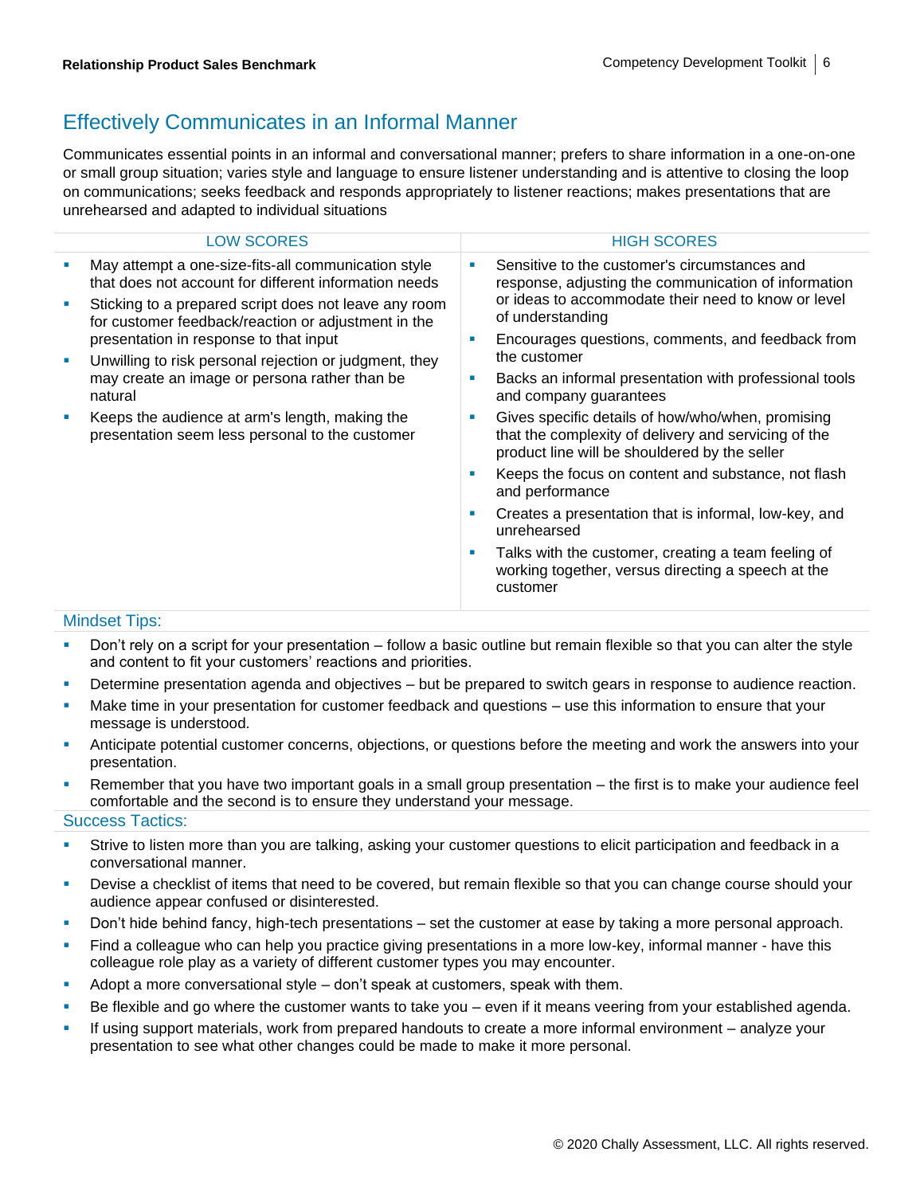## Effectively Communicates in an Informal Manner

Communicates essential points in an informal and conversational manner; prefers to share information in a one-on-one or small group situation; varies style and language to ensure listener understanding and is attentive to closing the loop on communications; seeks feedback and responds appropriately to listener reactions; makes presentations that are unrehearsed and adapted to individual situations

| LOW SCORES | HIGH SCORES |
|---|---|
| • May attempt a one-size-fits-all communication style that does not account for different information needs<br>• Sticking to a prepared script does not leave any room for customer feedback/reaction or adjustment in the presentation in response to that input<br>• Unwilling to risk personal rejection or judgment, they may create an image or persona rather than be natural<br>• Keeps the audience at arm's length, making the presentation seem less personal to the customer | • Sensitive to the customer's circumstances and response, adjusting the communication of information or ideas to accommodate their need to know or level of understanding<br>• Encourages questions, comments, and feedback from the customer<br>• Backs an informal presentation with professional tools and company guarantees<br>• Gives specific details of how/who/when, promising that the complexity of delivery and servicing of the product line will be shouldered by the seller<br>• Keeps the focus on content and substance, not flash and performance<br>• Creates a presentation that is informal, low-key, and unrehearsed<br>• Talks with the customer, creating a team feeling of working together, versus directing a speech at the customer |

### Mindset Tips:

- Don't rely on a script for your presentation – follow a basic outline but remain flexible so that you can alter the style and content to fit your customers' reactions and priorities.
- Determine presentation agenda and objectives – but be prepared to switch gears in response to audience reaction.
- Make time in your presentation for customer feedback and questions – use this information to ensure that your message is understood.
- Anticipate potential customer concerns, objections, or questions before the meeting and work the answers into your presentation.
- Remember that you have two important goals in a small group presentation – the first is to make your audience feel comfortable and the second is to ensure they understand your message.

### Success Tactics:

- Strive to listen more than you are talking, asking your customer questions to elicit participation and feedback in a conversational manner.
- Devise a checklist of items that need to be covered, but remain flexible so that you can change course should your audience appear confused or disinterested.
- Don't hide behind fancy, high-tech presentations – set the customer at ease by taking a more personal approach.
- Find a colleague who can help you practice giving presentations in a more low-key, informal manner - have this colleague role play as a variety of different customer types you may encounter.
- Adopt a more conversational style – don't speak at customers, speak with them.
- Be flexible and go where the customer wants to take you – even if it means veering from your established agenda.
- If using support materials, work from prepared handouts to create a more informal environment – analyze your presentation to see what other changes could be made to make it more personal.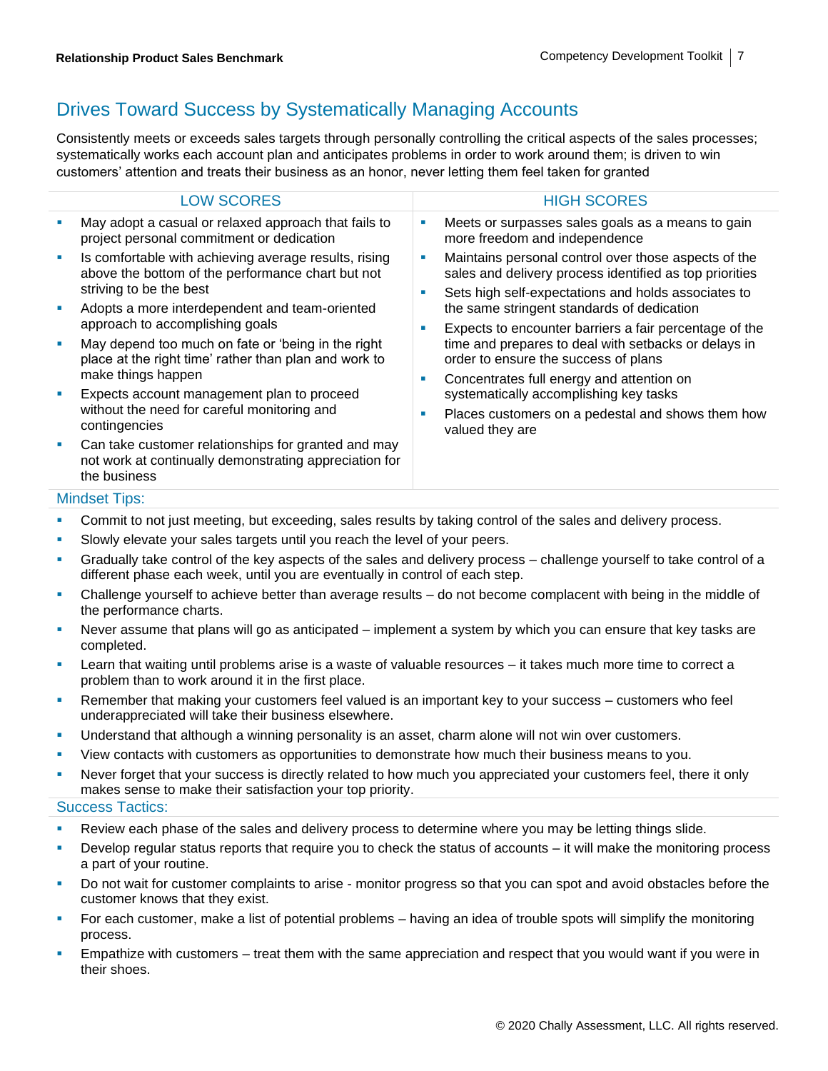## Drives Toward Success by Systematically Managing Accounts

Consistently meets or exceeds sales targets through personally controlling the critical aspects of the sales processes; systematically works each account plan and anticipates problems in order to work around them; is driven to win customers' attention and treats their business as an honor, never letting them feel taken for granted

| LOW SCORES | HIGH SCORES |
|---|---|
| ▪ May adopt a casual or relaxed approach that fails to project personal commitment or dedication<br>▪ Is comfortable with achieving average results, rising above the bottom of the performance chart but not striving to be the best<br>▪ Adopts a more interdependent and team-oriented approach to accomplishing goals<br>▪ May depend too much on fate or 'being in the right place at the right time' rather than plan and work to make things happen<br>▪ Expects account management plan to proceed without the need for careful monitoring and contingencies<br>▪ Can take customer relationships for granted and may not work at continually demonstrating appreciation for the business | ▪ Meets or surpasses sales goals as a means to gain more freedom and independence<br>▪ Maintains personal control over those aspects of the sales and delivery process identified as top priorities<br>▪ Sets high self-expectations and holds associates to the same stringent standards of dedication<br>▪ Expects to encounter barriers a fair percentage of the time and prepares to deal with setbacks or delays in order to ensure the success of plans<br>▪ Concentrates full energy and attention on systematically accomplishing key tasks<br>▪ Places customers on a pedestal and shows them how valued they are |

### Mindset Tips:

- Commit to not just meeting, but exceeding, sales results by taking control of the sales and delivery process.
- Slowly elevate your sales targets until you reach the level of your peers.
- Gradually take control of the key aspects of the sales and delivery process – challenge yourself to take control of a different phase each week, until you are eventually in control of each step.
- Challenge yourself to achieve better than average results – do not become complacent with being in the middle of the performance charts.
- Never assume that plans will go as anticipated – implement a system by which you can ensure that key tasks are completed.
- Learn that waiting until problems arise is a waste of valuable resources – it takes much more time to correct a problem than to work around it in the first place.
- Remember that making your customers feel valued is an important key to your success – customers who feel underappreciated will take their business elsewhere.
- Understand that although a winning personality is an asset, charm alone will not win over customers.
- View contacts with customers as opportunities to demonstrate how much their business means to you.
- Never forget that your success is directly related to how much you appreciated your customers feel, there it only makes sense to make their satisfaction your top priority.

### Success Tactics:

- Review each phase of the sales and delivery process to determine where you may be letting things slide.
- Develop regular status reports that require you to check the status of accounts – it will make the monitoring process a part of your routine.
- Do not wait for customer complaints to arise - monitor progress so that you can spot and avoid obstacles before the customer knows that they exist.
- For each customer, make a list of potential problems – having an idea of trouble spots will simplify the monitoring process.
- Empathize with customers – treat them with the same appreciation and respect that you would want if you were in their shoes.

© 2020 Chally Assessment, LLC. All rights reserved.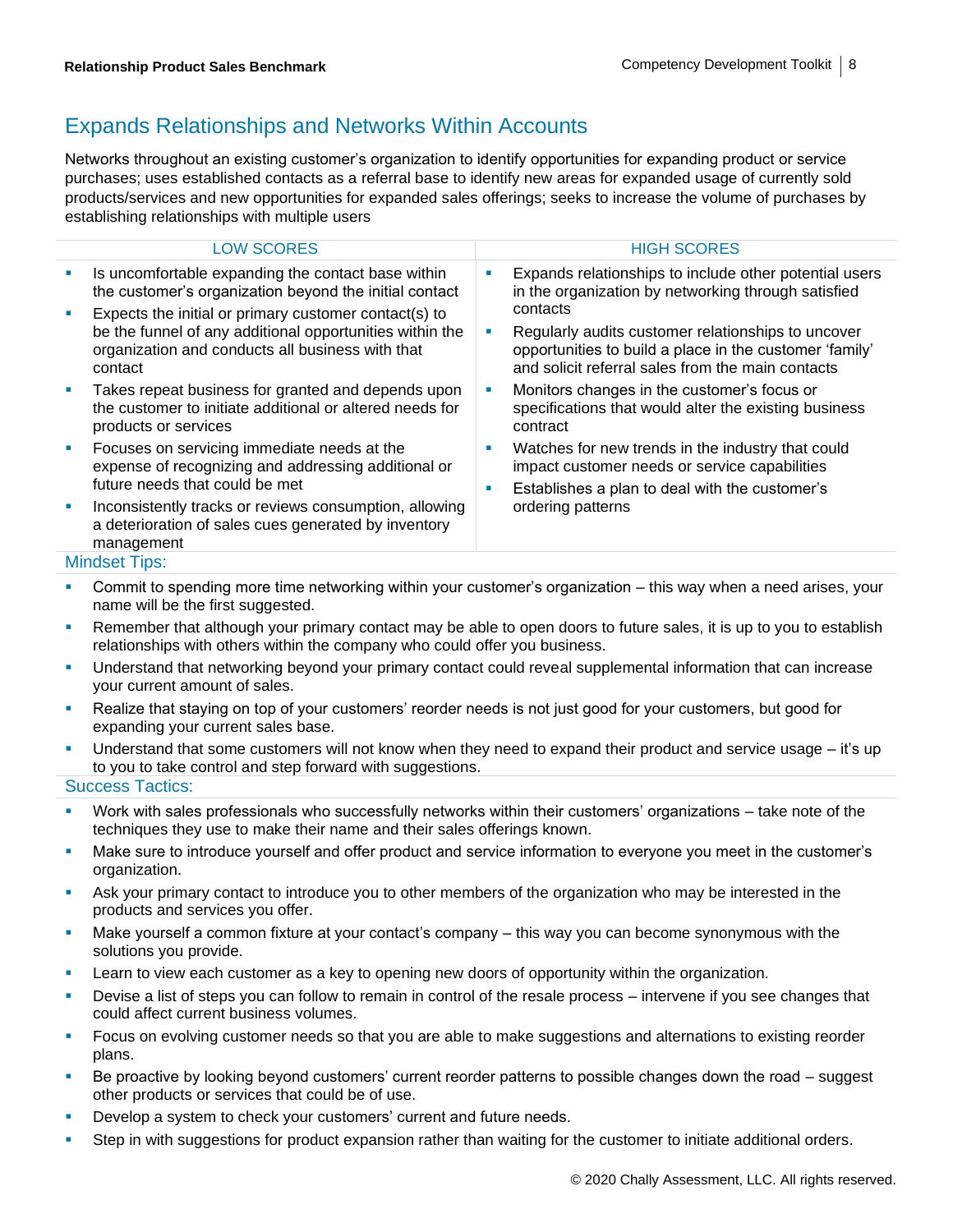## Expands Relationships and Networks Within Accounts

Networks throughout an existing customer's organization to identify opportunities for expanding product or service purchases; uses established contacts as a referral base to identify new areas for expanded usage of currently sold products/services and new opportunities for expanded sales offerings; seeks to increase the volume of purchases by establishing relationships with multiple users

| LOW SCORES | HIGH SCORES |
| --- | --- |
| ▪ Is uncomfortable expanding the contact base within the customer's organization beyond the initial contact<br>▪ Expects the initial or primary customer contact(s) to be the funnel of any additional opportunities within the organization and conducts all business with that contact<br>▪ Takes repeat business for granted and depends upon the customer to initiate additional or altered needs for products or services<br>▪ Focuses on servicing immediate needs at the expense of recognizing and addressing additional or future needs that could be met<br>▪ Inconsistently tracks or reviews consumption, allowing a deterioration of sales cues generated by inventory management | ▪ Expands relationships to include other potential users in the organization by networking through satisfied contacts<br>▪ Regularly audits customer relationships to uncover opportunities to build a place in the customer 'family' and solicit referral sales from the main contacts<br>▪ Monitors changes in the customer's focus or specifications that would alter the existing business contract<br>▪ Watches for new trends in the industry that could impact customer needs or service capabilities<br>▪ Establishes a plan to deal with the customer's ordering patterns |

### Mindset Tips:

- Commit to spending more time networking within your customer's organization – this way when a need arises, your name will be the first suggested.
- Remember that although your primary contact may be able to open doors to future sales, it is up to you to establish relationships with others within the company who could offer you business.
- Understand that networking beyond your primary contact could reveal supplemental information that can increase your current amount of sales.
- Realize that staying on top of your customers' reorder needs is not just good for your customers, but good for expanding your current sales base.
- Understand that some customers will not know when they need to expand their product and service usage – it's up to you to take control and step forward with suggestions.

### Success Tactics:

- Work with sales professionals who successfully networks within their customers' organizations – take note of the techniques they use to make their name and their sales offerings known.
- Make sure to introduce yourself and offer product and service information to everyone you meet in the customer's organization.
- Ask your primary contact to introduce you to other members of the organization who may be interested in the products and services you offer.
- Make yourself a common fixture at your contact's company – this way you can become synonymous with the solutions you provide.
- Learn to view each customer as a key to opening new doors of opportunity within the organization.
- Devise a list of steps you can follow to remain in control of the resale process – intervene if you see changes that could affect current business volumes.
- Focus on evolving customer needs so that you are able to make suggestions and alternations to existing reorder plans.
- Be proactive by looking beyond customers' current reorder patterns to possible changes down the road – suggest other products or services that could be of use.
- Develop a system to check your customers' current and future needs.
- Step in with suggestions for product expansion rather than waiting for the customer to initiate additional orders.

© 2020 Chally Assessment, LLC. All rights reserved.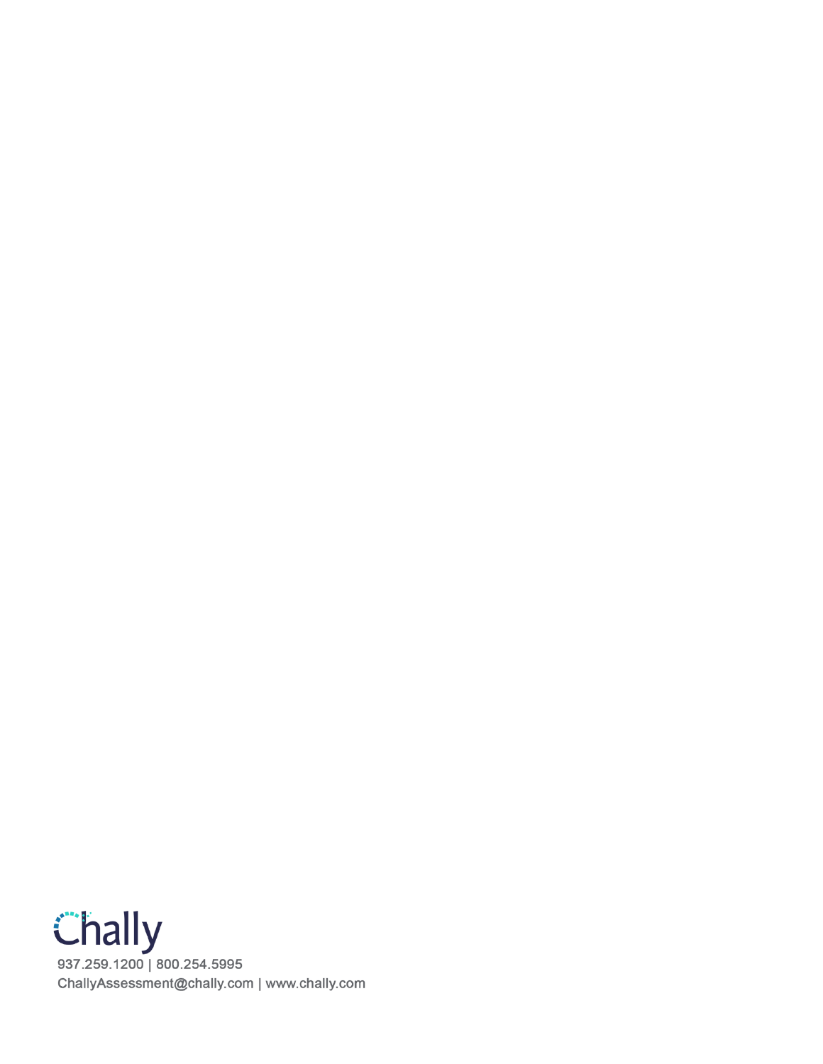Chally

937.259.1200 | 800.254.5995

ChallyAssessment@chally.com | www.chally.com